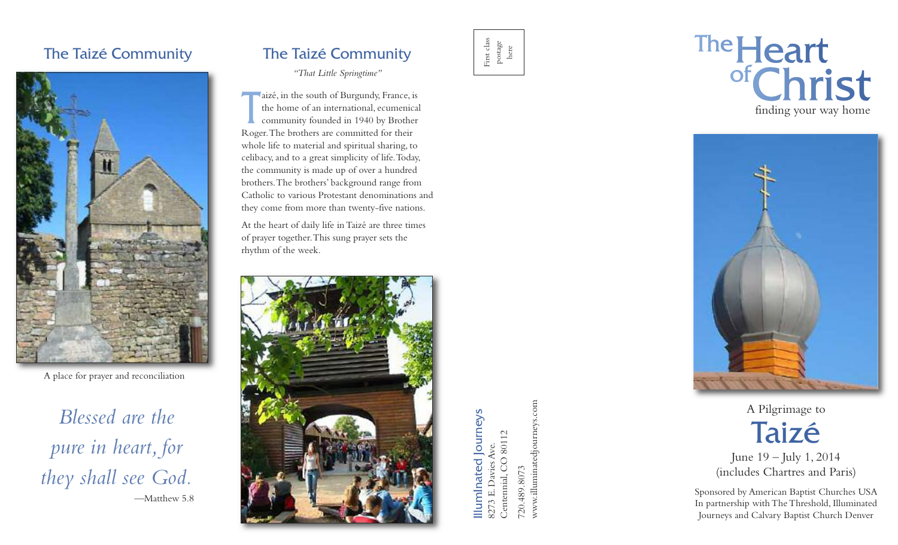## The Taizé Community

A place for prayer and reconciliation

*Blessed are the pure in heart, for they shall see God.*

—Matthew 5.8

## The Taizé Community

*"That Little Springtime"*

Taizé, in the south of Burgundy, France, is the home of an international, ecumenical community founded in 1940 by Brother Roger. The brothers are committed for their whole life to material and spiritual sharing, to celibacy, and to a great simplicity of life. Today, the community is made up of over a hundred brothers. The brothers' background range from Catholic to various Protestant denominations and they come from more than twenty-five nations.

At the heart of daily life in Taizé are three times of prayer together. This sung prayer sets the rhythm of the week.

First class postage here

**Illuminated Journeys**
8273 E. Davies Ave.
Centennial, CO 80112

720.489.8073
www.illuminatedjourneys.com

# The Heart of Christ

finding your way home

A Pilgrimage to

# Taizé

June 19 – July 1, 2014
(includes Chartres and Paris)

Sponsored by American Baptist Churches USA
In partnership with The Threshold, Illuminated Journeys and Calvary Baptist Church Denver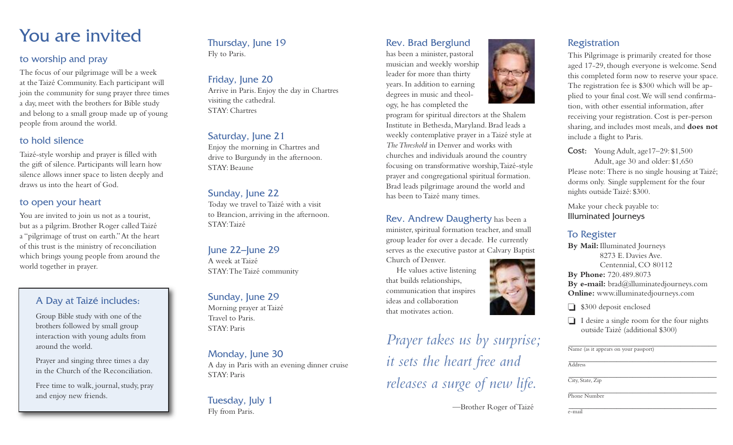# You are invited

## to worship and pray

The focus of our pilgrimage will be a week at the Taizé Community. Each participant will join the community for sung prayer three times a day, meet with the brothers for Bible study and belong to a small group made up of young people from around the world.

## to hold silence

Taizé-style worship and prayer is filled with the gift of silence. Participants will learn how silence allows inner space to listen deeply and draws us into the heart of God.

## to open your heart

You are invited to join us not as a tourist, but as a pilgrim. Brother Roger called Taizé a "pilgrimage of trust on earth." At the heart of this trust is the ministry of reconciliation which brings young people from around the world together in prayer.

### A Day at Taizé includes:

Group Bible study with one of the brothers followed by small group interaction with young adults from around the world.

Prayer and singing three times a day in the Church of the Reconciliation.

Free time to walk, journal, study, pray and enjoy new friends.

### Thursday, June 19

Fly to Paris.

### Friday, June 20

Arrive in Paris. Enjoy the day in Chartres visiting the cathedral.
STAY: Chartres

### Saturday, June 21

Enjoy the morning in Chartres and drive to Burgundy in the afternoon.
STAY: Beaune

### Sunday, June 22

Today we travel to Taizé with a visit to Brancion, arriving in the afternoon.
STAY: Taizé

### June 22–June 29

A week at Taizé
STAY: The Taizé community

### Sunday, June 29

Morning prayer at Taizé
Travel to Paris.
STAY: Paris

### Monday, June 30

A day in Paris with an evening dinner cruise
STAY: Paris

### Tuesday, July 1

Fly from Paris.

### Rev. Brad Berglund

has been a minister, pastoral musician and weekly worship leader for more than thirty years. In addition to earning degrees in music and theology, he has completed the program for spiritual directors at the Shalem Institute in Bethesda, Maryland. Brad leads a weekly contemplative prayer in a Taizé style at *The Threshold* in Denver and works with churches and individuals around the country focusing on transformative worship, Taizé-style prayer and congregational spiritual formation. Brad leads pilgrimage around the world and has been to Taizé many times.

**Rev. Andrew Daugherty** has been a minister, spiritual formation teacher, and small group leader for over a decade. He currently serves as the executive pastor at Calvary Baptist Church of Denver.

He values active listening that builds relationships, communication that inspires ideas and collaboration that motivates action.

*Prayer takes us by surprise; it sets the heart free and releases a surge of new life.*

—Brother Roger of Taizé

## Registration

This Pilgrimage is primarily created for those aged 17-29, though everyone is welcome. Send this completed form now to reserve your space. The registration fee is $300 which will be applied to your final cost. We will send confirmation, with other essential information, after receiving your registration. Cost is per-person sharing, and includes most meals, and **does not** include a flight to Paris.

Cost: Young Adult, age17–29: $1,500
Adult, age 30 and older: $1,650

Please note: There is no single housing at Taizé; dorms only. Single supplement for the four nights outside Taizé: $300.

Make your check payable to:
Illuminated Journeys

## To Register

**By Mail:** Illuminated Journeys
8273 E. Davies Ave.
Centennial, CO 80112

**By Phone:** 720.489.8073

**By e-mail:** brad@illuminatedjourneys.com

**Online:** www.illuminatedjourneys.com

- ☐ $300 deposit enclosed
- ☐ I desire a single room for the four nights outside Taizé (additional $300)

Name (as it appears on your passport) \_\_\_\_\_\_\_\_\_\_

Address \_\_\_\_\_\_\_\_\_\_

City, State, Zip \_\_\_\_\_\_\_\_\_\_

Phone Number \_\_\_\_\_\_\_\_\_\_

e-mail \_\_\_\_\_\_\_\_\_\_